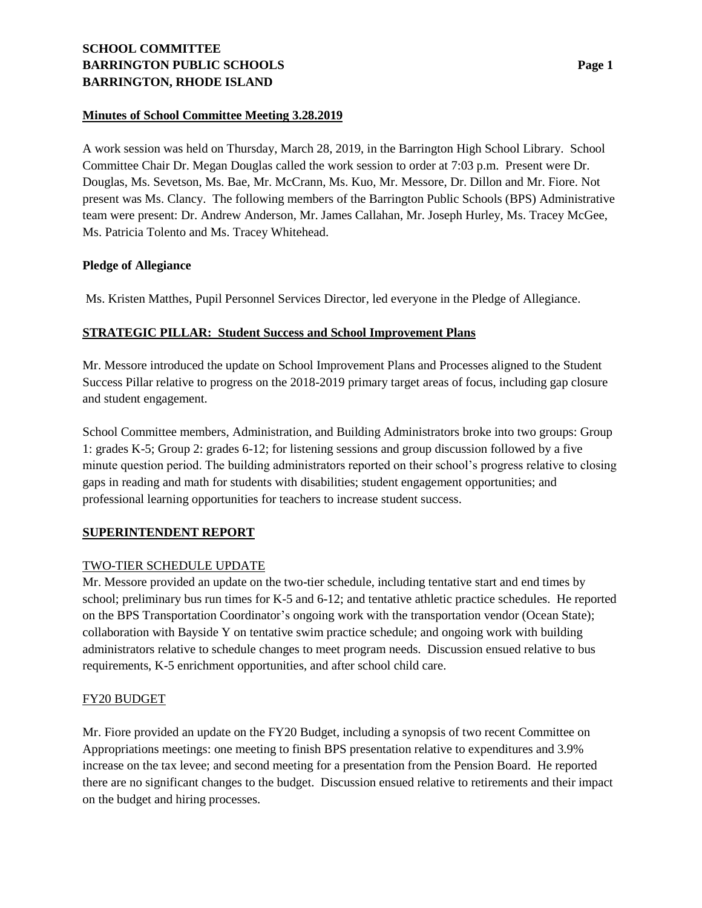**SCHOOL COMMITTEE**
**BARRINGTON PUBLIC SCHOOLS**
**BARRINGTON, RHODE ISLAND**

## Minutes of School Committee Meeting 3.28.2019

A work session was held on Thursday, March 28, 2019, in the Barrington High School Library. School Committee Chair Dr. Megan Douglas called the work session to order at 7:03 p.m. Present were Dr. Douglas, Ms. Sevetson, Ms. Bae, Mr. McCrann, Ms. Kuo, Mr. Messore, Dr. Dillon and Mr. Fiore. Not present was Ms. Clancy. The following members of the Barrington Public Schools (BPS) Administrative team were present: Dr. Andrew Anderson, Mr. James Callahan, Mr. Joseph Hurley, Ms. Tracey McGee, Ms. Patricia Tolento and Ms. Tracey Whitehead.

### Pledge of Allegiance

Ms. Kristen Matthes, Pupil Personnel Services Director, led everyone in the Pledge of Allegiance.

### STRATEGIC PILLAR: Student Success and School Improvement Plans

Mr. Messore introduced the update on School Improvement Plans and Processes aligned to the Student Success Pillar relative to progress on the 2018-2019 primary target areas of focus, including gap closure and student engagement.

School Committee members, Administration, and Building Administrators broke into two groups: Group 1: grades K-5; Group 2: grades 6-12; for listening sessions and group discussion followed by a five minute question period. The building administrators reported on their school's progress relative to closing gaps in reading and math for students with disabilities; student engagement opportunities; and professional learning opportunities for teachers to increase student success.

### SUPERINTENDENT REPORT

#### TWO-TIER SCHEDULE UPDATE

Mr. Messore provided an update on the two-tier schedule, including tentative start and end times by school; preliminary bus run times for K-5 and 6-12; and tentative athletic practice schedules. He reported on the BPS Transportation Coordinator's ongoing work with the transportation vendor (Ocean State); collaboration with Bayside Y on tentative swim practice schedule; and ongoing work with building administrators relative to schedule changes to meet program needs. Discussion ensued relative to bus requirements, K-5 enrichment opportunities, and after school child care.

#### FY20 BUDGET

Mr. Fiore provided an update on the FY20 Budget, including a synopsis of two recent Committee on Appropriations meetings: one meeting to finish BPS presentation relative to expenditures and 3.9% increase on the tax levee; and second meeting for a presentation from the Pension Board. He reported there are no significant changes to the budget. Discussion ensued relative to retirements and their impact on the budget and hiring processes.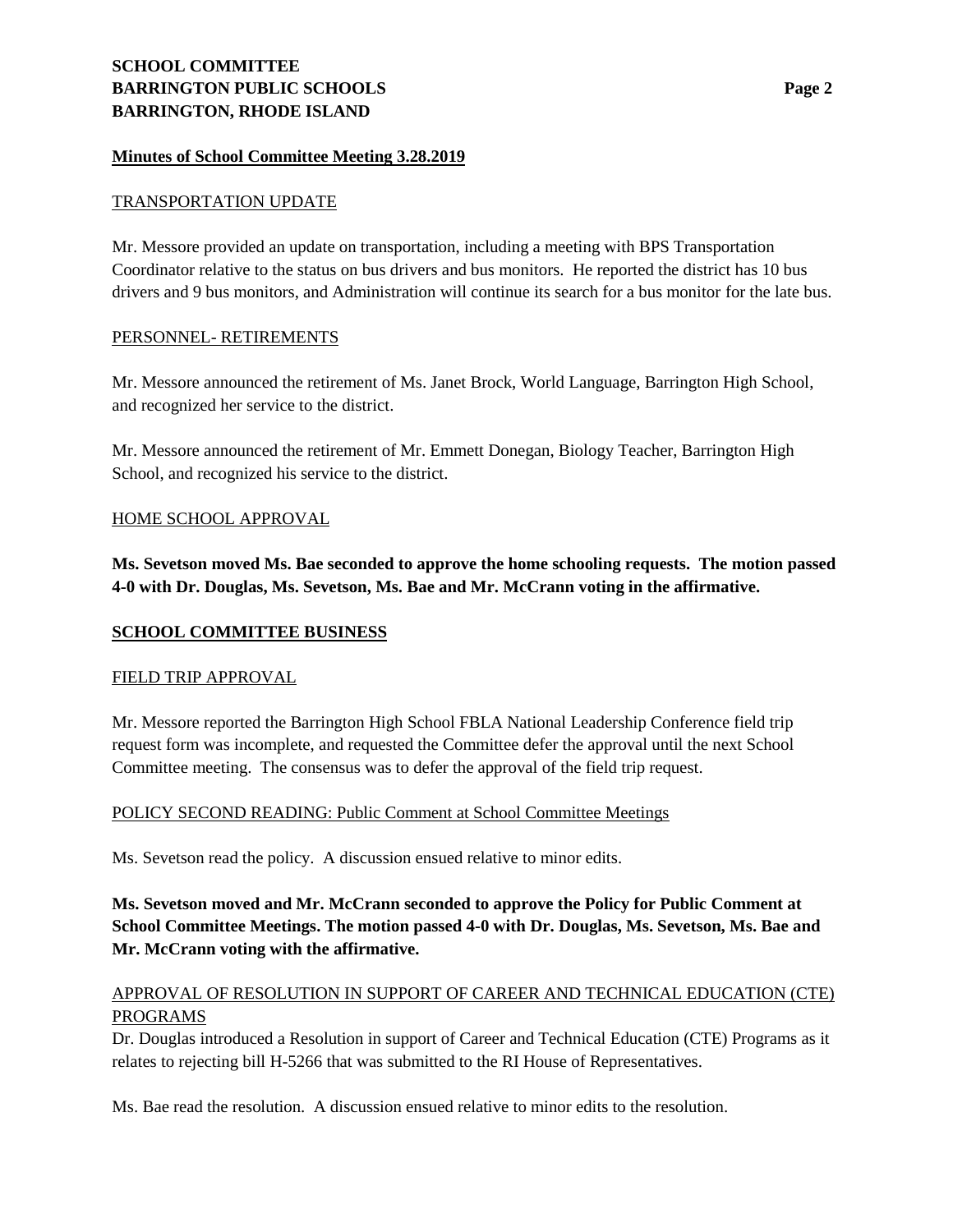**Minutes of School Committee Meeting 3.28.2019**

TRANSPORTATION UPDATE

Mr. Messore provided an update on transportation, including a meeting with BPS Transportation Coordinator relative to the status on bus drivers and bus monitors. He reported the district has 10 bus drivers and 9 bus monitors, and Administration will continue its search for a bus monitor for the late bus.

PERSONNEL- RETIREMENTS

Mr. Messore announced the retirement of Ms. Janet Brock, World Language, Barrington High School, and recognized her service to the district.

Mr. Messore announced the retirement of Mr. Emmett Donegan, Biology Teacher, Barrington High School, and recognized his service to the district.

HOME SCHOOL APPROVAL

**Ms. Sevetson moved Ms. Bae seconded to approve the home schooling requests. The motion passed 4-0 with Dr. Douglas, Ms. Sevetson, Ms. Bae and Mr. McCrann voting in the affirmative.**

## SCHOOL COMMITTEE BUSINESS

FIELD TRIP APPROVAL

Mr. Messore reported the Barrington High School FBLA National Leadership Conference field trip request form was incomplete, and requested the Committee defer the approval until the next School Committee meeting. The consensus was to defer the approval of the field trip request.

POLICY SECOND READING: Public Comment at School Committee Meetings

Ms. Sevetson read the policy. A discussion ensued relative to minor edits.

**Ms. Sevetson moved and Mr. McCrann seconded to approve the Policy for Public Comment at School Committee Meetings. The motion passed 4-0 with Dr. Douglas, Ms. Sevetson, Ms. Bae and Mr. McCrann voting with the affirmative.**

APPROVAL OF RESOLUTION IN SUPPORT OF CAREER AND TECHNICAL EDUCATION (CTE) PROGRAMS

Dr. Douglas introduced a Resolution in support of Career and Technical Education (CTE) Programs as it relates to rejecting bill H-5266 that was submitted to the RI House of Representatives.

Ms. Bae read the resolution. A discussion ensued relative to minor edits to the resolution.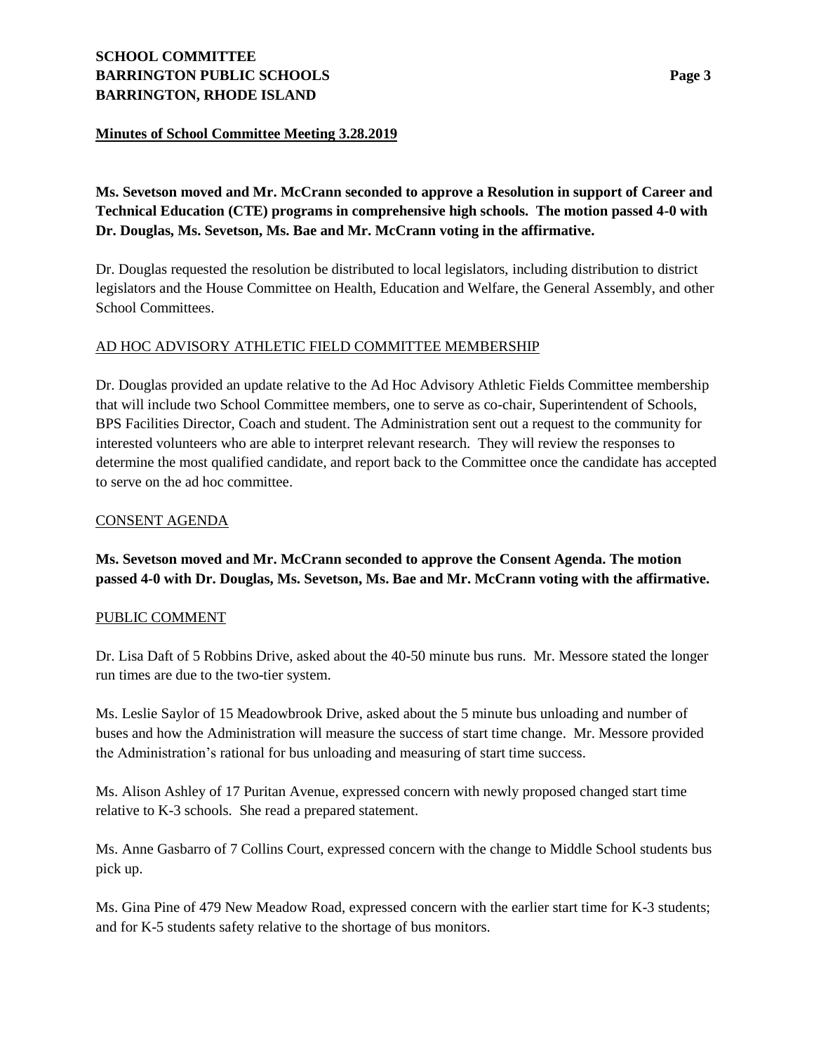**Ms. Sevetson moved and Mr. McCrann seconded to approve a Resolution in support of Career and Technical Education (CTE) programs in comprehensive high schools. The motion passed 4-0 with Dr. Douglas, Ms. Sevetson, Ms. Bae and Mr. McCrann voting in the affirmative.**

Dr. Douglas requested the resolution be distributed to local legislators, including distribution to district legislators and the House Committee on Health, Education and Welfare, the General Assembly, and other School Committees.

## AD HOC ADVISORY ATHLETIC FIELD COMMITTEE MEMBERSHIP

Dr. Douglas provided an update relative to the Ad Hoc Advisory Athletic Fields Committee membership that will include two School Committee members, one to serve as co-chair, Superintendent of Schools, BPS Facilities Director, Coach and student. The Administration sent out a request to the community for interested volunteers who are able to interpret relevant research. They will review the responses to determine the most qualified candidate, and report back to the Committee once the candidate has accepted to serve on the ad hoc committee.

## CONSENT AGENDA

**Ms. Sevetson moved and Mr. McCrann seconded to approve the Consent Agenda. The motion passed 4-0 with Dr. Douglas, Ms. Sevetson, Ms. Bae and Mr. McCrann voting with the affirmative.**

## PUBLIC COMMENT

Dr. Lisa Daft of 5 Robbins Drive, asked about the 40-50 minute bus runs. Mr. Messore stated the longer run times are due to the two-tier system.

Ms. Leslie Saylor of 15 Meadowbrook Drive, asked about the 5 minute bus unloading and number of buses and how the Administration will measure the success of start time change. Mr. Messore provided the Administration's rational for bus unloading and measuring of start time success.

Ms. Alison Ashley of 17 Puritan Avenue, expressed concern with newly proposed changed start time relative to K-3 schools. She read a prepared statement.

Ms. Anne Gasbarro of 7 Collins Court, expressed concern with the change to Middle School students bus pick up.

Ms. Gina Pine of 479 New Meadow Road, expressed concern with the earlier start time for K-3 students; and for K-5 students safety relative to the shortage of bus monitors.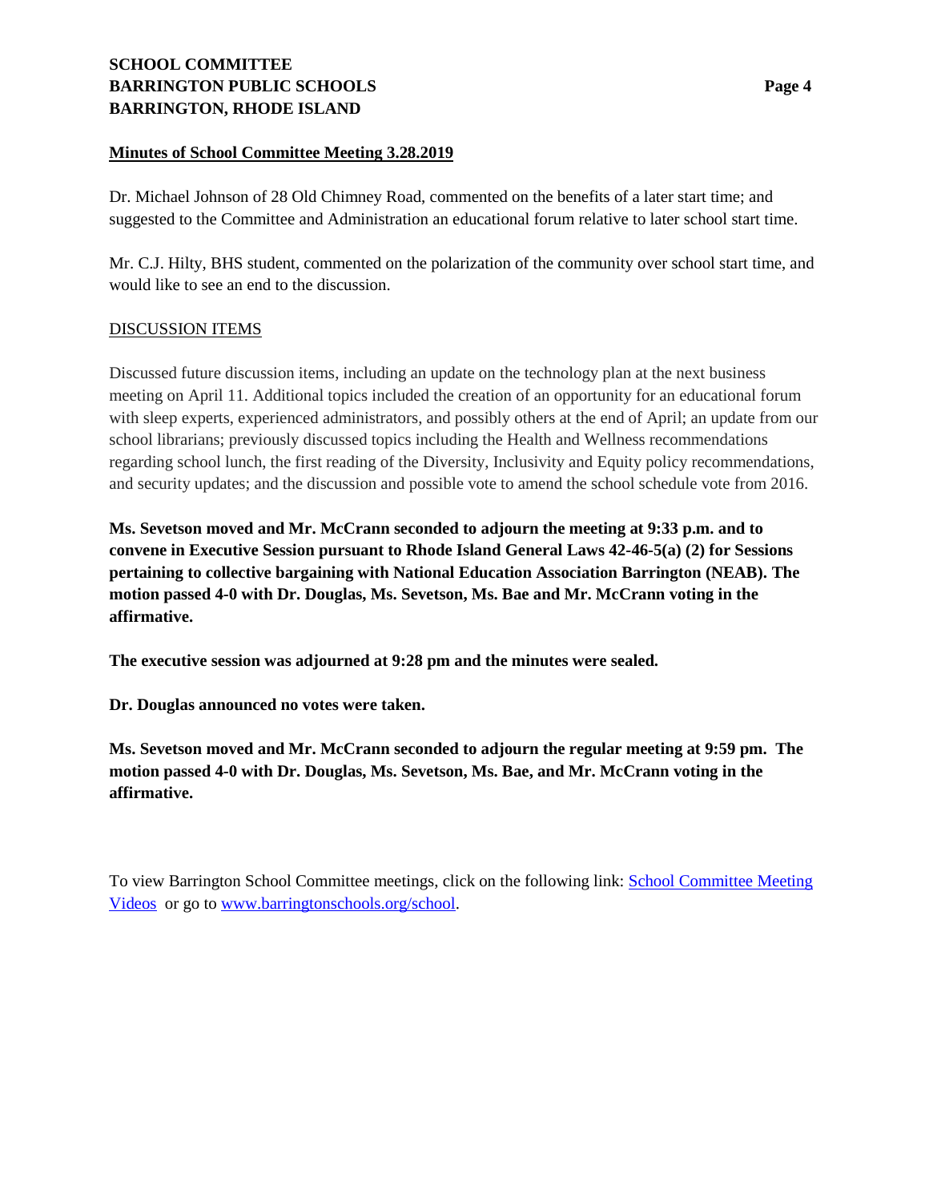**Minutes of School Committee Meeting 3.28.2019**

Dr. Michael Johnson of 28 Old Chimney Road, commented on the benefits of a later start time; and suggested to the Committee and Administration an educational forum relative to later school start time.

Mr. C.J. Hilty, BHS student, commented on the polarization of the community over school start time, and would like to see an end to the discussion.

DISCUSSION ITEMS

Discussed future discussion items, including an update on the technology plan at the next business meeting on April 11. Additional topics included the creation of an opportunity for an educational forum with sleep experts, experienced administrators, and possibly others at the end of April; an update from our school librarians; previously discussed topics including the Health and Wellness recommendations regarding school lunch, the first reading of the Diversity, Inclusivity and Equity policy recommendations, and security updates; and the discussion and possible vote to amend the school schedule vote from 2016.

**Ms. Sevetson moved and Mr. McCrann seconded to adjourn the meeting at 9:33 p.m. and to convene in Executive Session pursuant to Rhode Island General Laws 42-46-5(a) (2) for Sessions pertaining to collective bargaining with National Education Association Barrington (NEAB). The motion passed 4-0 with Dr. Douglas, Ms. Sevetson, Ms. Bae and Mr. McCrann voting in the affirmative.**

**The executive session was adjourned at 9:28 pm and the minutes were sealed.**

**Dr. Douglas announced no votes were taken.**

**Ms. Sevetson moved and Mr. McCrann seconded to adjourn the regular meeting at 9:59 pm. The motion passed 4-0 with Dr. Douglas, Ms. Sevetson, Ms. Bae, and Mr. McCrann voting in the affirmative.**

To view Barrington School Committee meetings, click on the following link: School Committee Meeting Videos or go to www.barringtonschools.org/school.